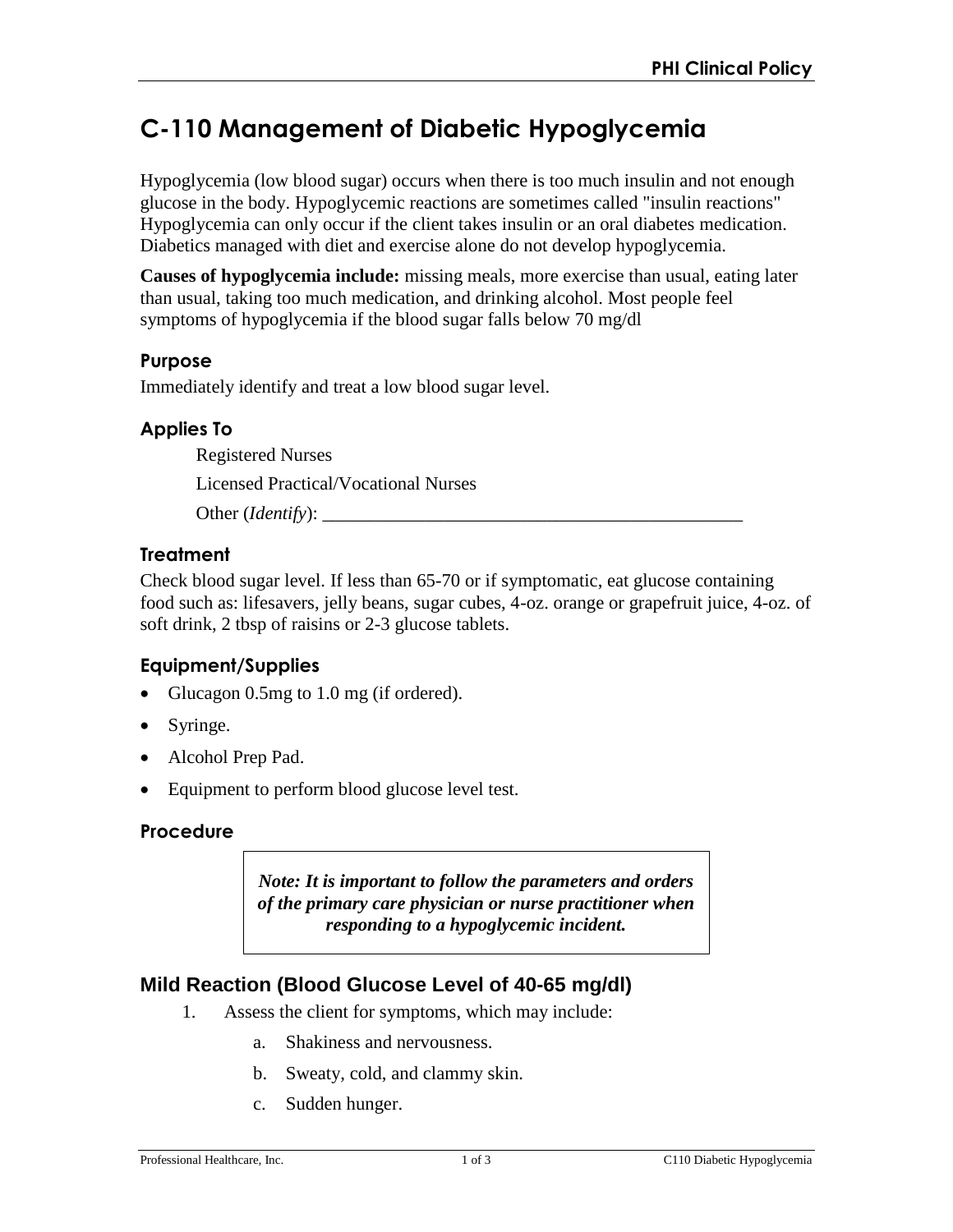# C-110 Management of Diabetic Hypoglycemia

Hypoglycemia (low blood sugar) occurs when there is too much insulin and not enough glucose in the body. Hypoglycemic reactions are sometimes called "insulin reactions" Hypoglycemia can only occur if the client takes insulin or an oral diabetes medication. Diabetics managed with diet and exercise alone do not develop hypoglycemia.

**Causes of hypoglycemia include:** missing meals, more exercise than usual, eating later than usual, taking too much medication, and drinking alcohol. Most people feel symptoms of hypoglycemia if the blood sugar falls below 70 mg/dl

## Purpose

Immediately identify and treat a low blood sugar level.

## Applies To

Registered Nurses

Licensed Practical/Vocational Nurses

Other (*Identify*): _______________________________________________

## Treatment

Check blood sugar level. If less than 65-70 or if symptomatic, eat glucose containing food such as: lifesavers, jelly beans, sugar cubes, 4-oz. orange or grapefruit juice, 4-oz. of soft drink, 2 tbsp of raisins or 2-3 glucose tablets.

## Equipment/Supplies

- Glucagon 0.5mg to 1.0 mg (if ordered).
- Syringe.
- Alcohol Prep Pad.
- Equipment to perform blood glucose level test.

## Procedure

***Note: It is important to follow the parameters and orders of the primary care physician or nurse practitioner when responding to a hypoglycemic incident.***

## Mild Reaction (Blood Glucose Level of 40-65 mg/dl)

1. Assess the client for symptoms, which may include:
    a. Shakiness and nervousness.
    b. Sweaty, cold, and clammy skin.
    c. Sudden hunger.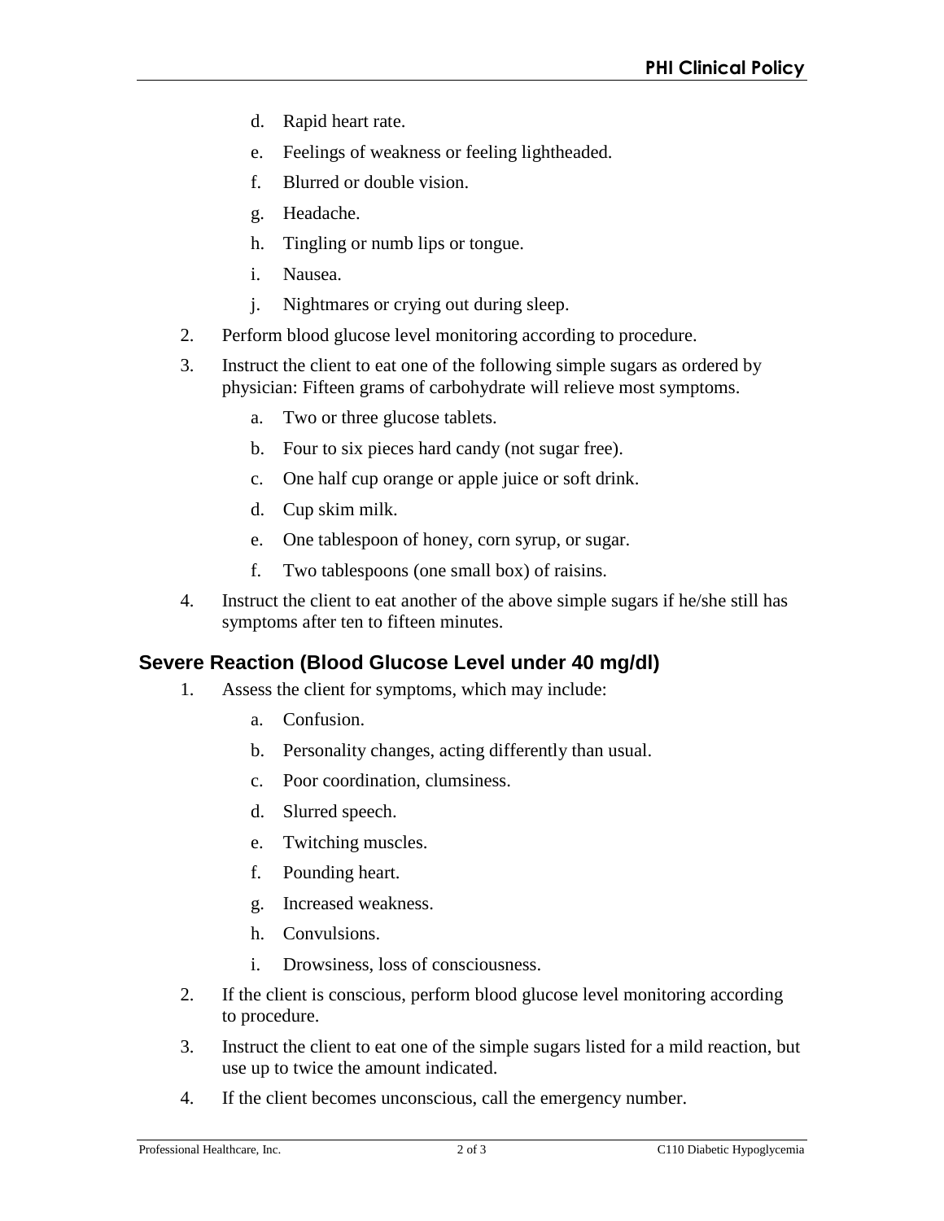d. Rapid heart rate.

e. Feelings of weakness or feeling lightheaded.

f. Blurred or double vision.

g. Headache.

h. Tingling or numb lips or tongue.

i. Nausea.

j. Nightmares or crying out during sleep.

2. Perform blood glucose level monitoring according to procedure.

3. Instruct the client to eat one of the following simple sugars as ordered by physician: Fifteen grams of carbohydrate will relieve most symptoms.

   a. Two or three glucose tablets.

   b. Four to six pieces hard candy (not sugar free).

   c. One half cup orange or apple juice or soft drink.

   d. Cup skim milk.

   e. One tablespoon of honey, corn syrup, or sugar.

   f. Two tablespoons (one small box) of raisins.

4. Instruct the client to eat another of the above simple sugars if he/she still has symptoms after ten to fifteen minutes.

## Severe Reaction (Blood Glucose Level under 40 mg/dl)

1. Assess the client for symptoms, which may include:

   a. Confusion.

   b. Personality changes, acting differently than usual.

   c. Poor coordination, clumsiness.

   d. Slurred speech.

   e. Twitching muscles.

   f. Pounding heart.

   g. Increased weakness.

   h. Convulsions.

   i. Drowsiness, loss of consciousness.

2. If the client is conscious, perform blood glucose level monitoring according to procedure.

3. Instruct the client to eat one of the simple sugars listed for a mild reaction, but use up to twice the amount indicated.

4. If the client becomes unconscious, call the emergency number.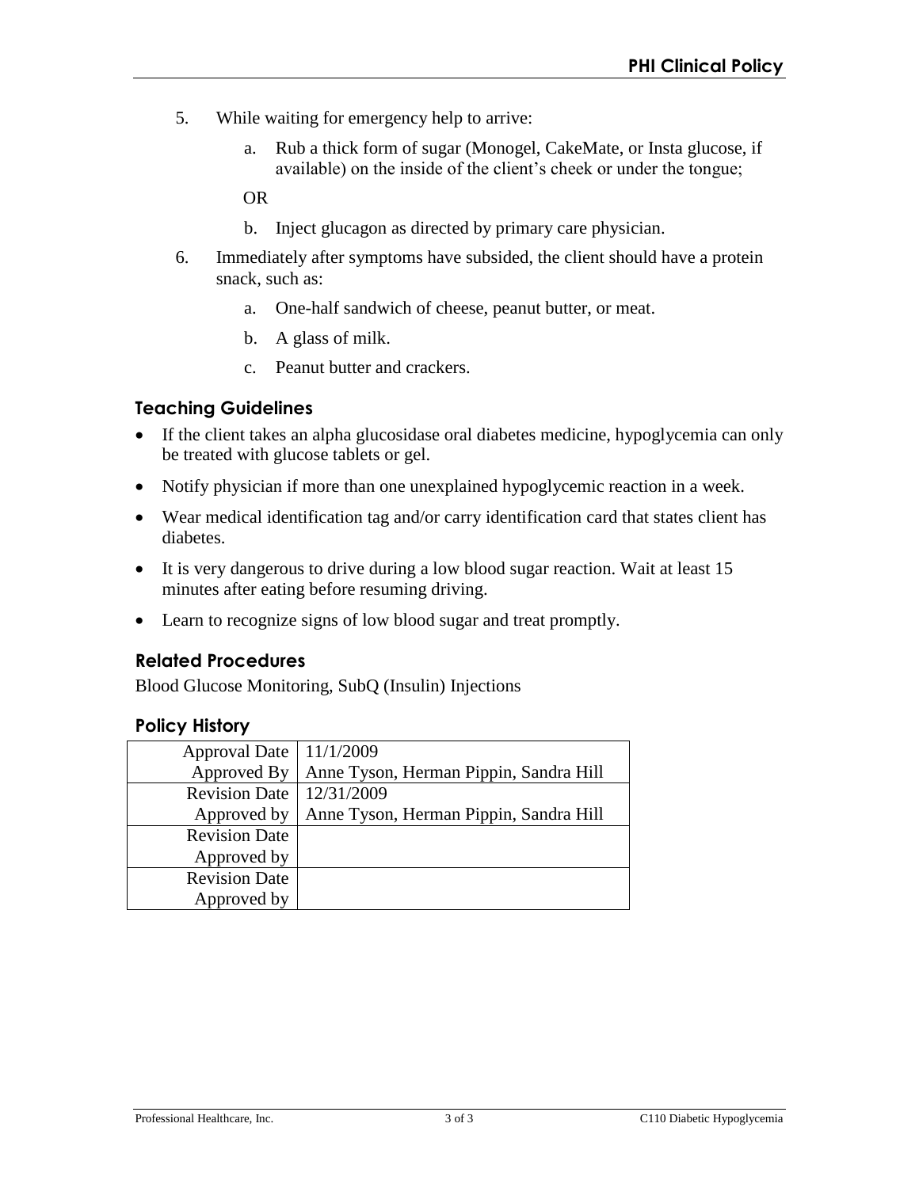5. While waiting for emergency help to arrive:

    a. Rub a thick form of sugar (Monogel, CakeMate, or Insta glucose, if available) on the inside of the client's cheek or under the tongue;

    OR

    b. Inject glucagon as directed by primary care physician.

6. Immediately after symptoms have subsided, the client should have a protein snack, such as:

    a. One-half sandwich of cheese, peanut butter, or meat.

    b. A glass of milk.

    c. Peanut butter and crackers.

## Teaching Guidelines

- If the client takes an alpha glucosidase oral diabetes medicine, hypoglycemia can only be treated with glucose tablets or gel.
- Notify physician if more than one unexplained hypoglycemic reaction in a week.
- Wear medical identification tag and/or carry identification card that states client has diabetes.
- It is very dangerous to drive during a low blood sugar reaction. Wait at least 15 minutes after eating before resuming driving.
- Learn to recognize signs of low blood sugar and treat promptly.

## Related Procedures

Blood Glucose Monitoring, SubQ (Insulin) Injections

## Policy History

| | |
|---|---|
| Approval Date | 11/1/2009 |
| Approved By | Anne Tyson, Herman Pippin, Sandra Hill |
| Revision Date | 12/31/2009 |
| Approved by | Anne Tyson, Herman Pippin, Sandra Hill |
| Revision Date | |
| Approved by | |
| Revision Date | |
| Approved by | |